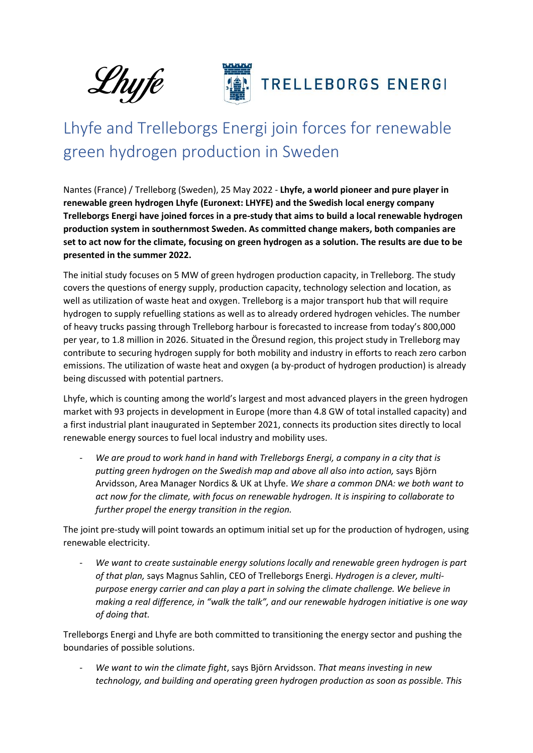Lhyfe TRELLEBORGS ENERGI

# Lhyfe and Trelleborgs Energi join forces for renewable green hydrogen production in Sweden

Nantes (France) / Trelleborg (Sweden), 25 May 2022 - **Lhyfe, a world pioneer and pure player in renewable green hydrogen Lhyfe (Euronext: LHYFE) and the Swedish local energy company Trelleborgs Energi have joined forces in a pre-study that aims to build a local renewable hydrogen production system in southernmost Sweden. As committed change makers, both companies are set to act now for the climate, focusing on green hydrogen as a solution. The results are due to be presented in the summer 2022.**

The initial study focuses on 5 MW of green hydrogen production capacity, in Trelleborg. The study covers the questions of energy supply, production capacity, technology selection and location, as well as utilization of waste heat and oxygen. Trelleborg is a major transport hub that will require hydrogen to supply refuelling stations as well as to already ordered hydrogen vehicles. The number of heavy trucks passing through Trelleborg harbour is forecasted to increase from today's 800,000 per year, to 1.8 million in 2026. Situated in the Öresund region, this project study in Trelleborg may contribute to securing hydrogen supply for both mobility and industry in efforts to reach zero carbon emissions. The utilization of waste heat and oxygen (a by-product of hydrogen production) is already being discussed with potential partners.

Lhyfe, which is counting among the world's largest and most advanced players in the green hydrogen market with 93 projects in development in Europe (more than 4.8 GW of total installed capacity) and a first industrial plant inaugurated in September 2021, connects its production sites directly to local renewable energy sources to fuel local industry and mobility uses.

- *We are proud to work hand in hand with Trelleborgs Energi, a company in a city that is putting green hydrogen on the Swedish map and above all also into action,* says Björn Arvidsson, Area Manager Nordics & UK at Lhyfe. *We share a common DNA: we both want to act now for the climate, with focus on renewable hydrogen. It is inspiring to collaborate to further propel the energy transition in the region.*

The joint pre-study will point towards an optimum initial set up for the production of hydrogen, using renewable electricity.

- *We want to create sustainable energy solutions locally and renewable green hydrogen is part of that plan,* says Magnus Sahlin, CEO of Trelleborgs Energi. *Hydrogen is a clever, multi-purpose energy carrier and can play a part in solving the climate challenge. We believe in making a real difference, in "walk the talk", and our renewable hydrogen initiative is one way of doing that.*

Trelleborgs Energi and Lhyfe are both committed to transitioning the energy sector and pushing the boundaries of possible solutions.

- *We want to win the climate fight*, says Björn Arvidsson. *That means investing in new technology, and building and operating green hydrogen production as soon as possible. This*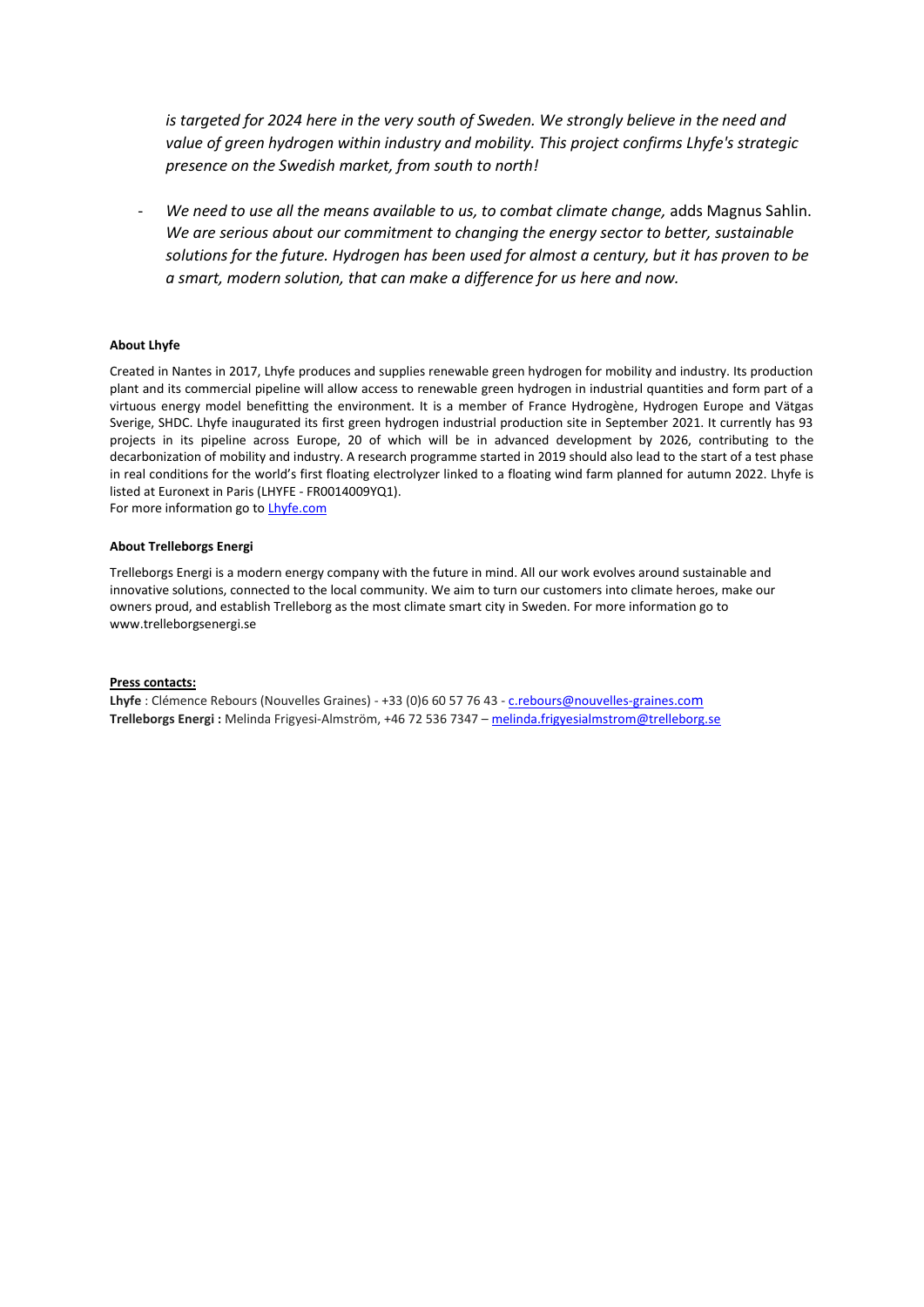*is targeted for 2024 here in the very south of Sweden. We strongly believe in the need and value of green hydrogen within industry and mobility. This project confirms Lhyfe's strategic presence on the Swedish market, from south to north!*

- *We need to use all the means available to us, to combat climate change,* adds Magnus Sahlin. *We are serious about our commitment to changing the energy sector to better, sustainable solutions for the future. Hydrogen has been used for almost a century, but it has proven to be a smart, modern solution, that can make a difference for us here and now.*

**About Lhyfe**

Created in Nantes in 2017, Lhyfe produces and supplies renewable green hydrogen for mobility and industry. Its production plant and its commercial pipeline will allow access to renewable green hydrogen in industrial quantities and form part of a virtuous energy model benefitting the environment. It is a member of France Hydrogène, Hydrogen Europe and Vätgas Sverige, SHDC. Lhyfe inaugurated its first green hydrogen industrial production site in September 2021. It currently has 93 projects in its pipeline across Europe, 20 of which will be in advanced development by 2026, contributing to the decarbonization of mobility and industry. A research programme started in 2019 should also lead to the start of a test phase in real conditions for the world's first floating electrolyzer linked to a floating wind farm planned for autumn 2022. Lhyfe is listed at Euronext in Paris (LHYFE - FR0014009YQ1).
For more information go to [Lhyfe.com](Lhyfe.com)

**About Trelleborgs Energi**

Trelleborgs Energi is a modern energy company with the future in mind. All our work evolves around sustainable and innovative solutions, connected to the local community. We aim to turn our customers into climate heroes, make our owners proud, and establish Trelleborg as the most climate smart city in Sweden. For more information go to www.trelleborgsenergi.se

**Press contacts:**

**Lhyfe** : Clémence Rebours (Nouvelles Graines) - +33 (0)6 60 57 76 43 - c.rebours@nouvelles-graines.com
**Trelleborgs Energi :** Melinda Frigyesi-Almström, +46 72 536 7347 – melinda.frigyesialmstrom@trelleborg.se